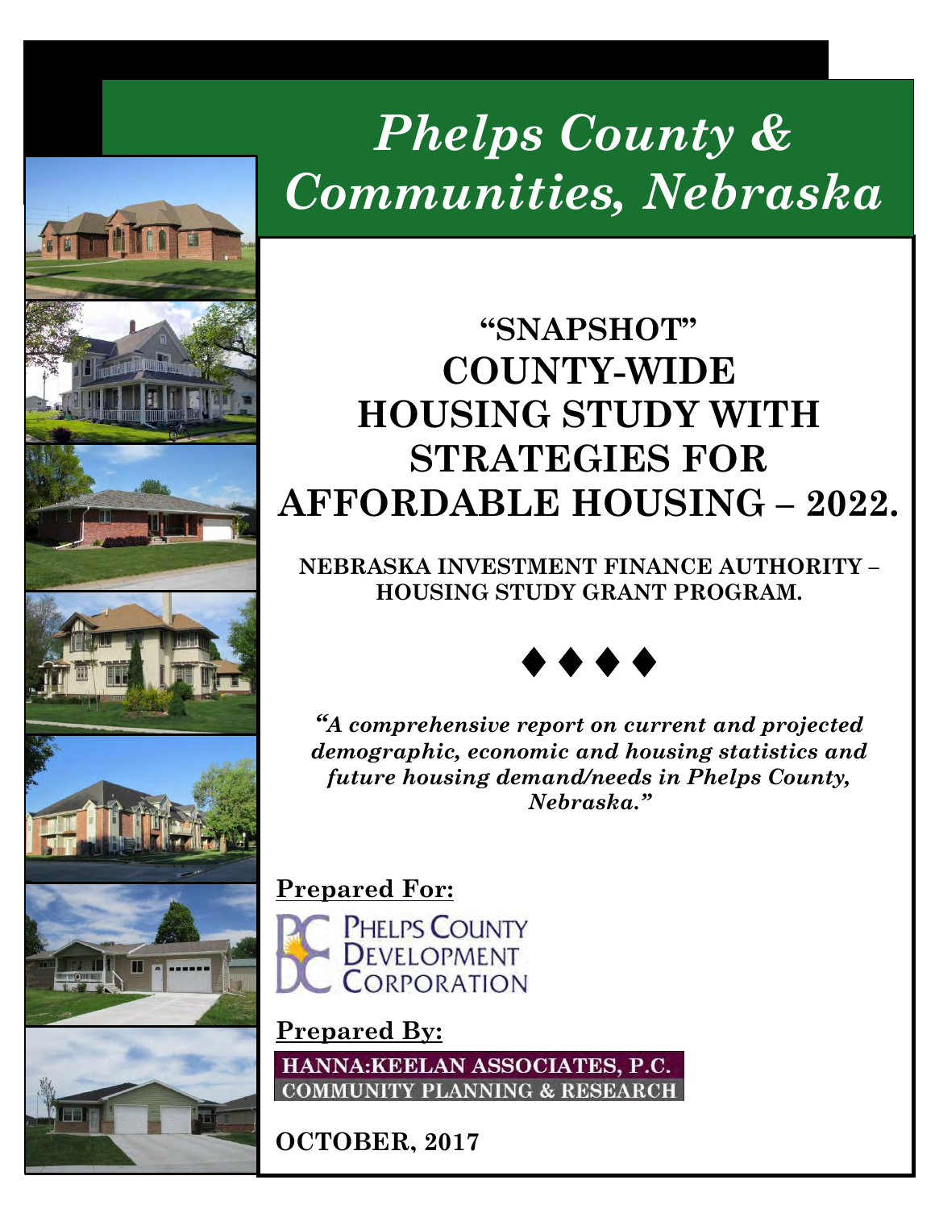# *Phelps County & Communities, Nebraska*

## "SNAPSHOT" COUNTY-WIDE HOUSING STUDY WITH STRATEGIES FOR AFFORDABLE HOUSING – 2022.

**NEBRASKA INVESTMENT FINANCE AUTHORITY – HOUSING STUDY GRANT PROGRAM.**

♦ ♦ ♦ ♦

***"A comprehensive report on current and projected demographic, economic and housing statistics and future housing demand/needs in Phelps County, Nebraska."***

**Prepared For:**

PHELPS COUNTY DEVELOPMENT CORPORATION

**Prepared By:**

HANNA:KEELAN ASSOCIATES, P.C.
COMMUNITY PLANNING & RESEARCH

**OCTOBER, 2017**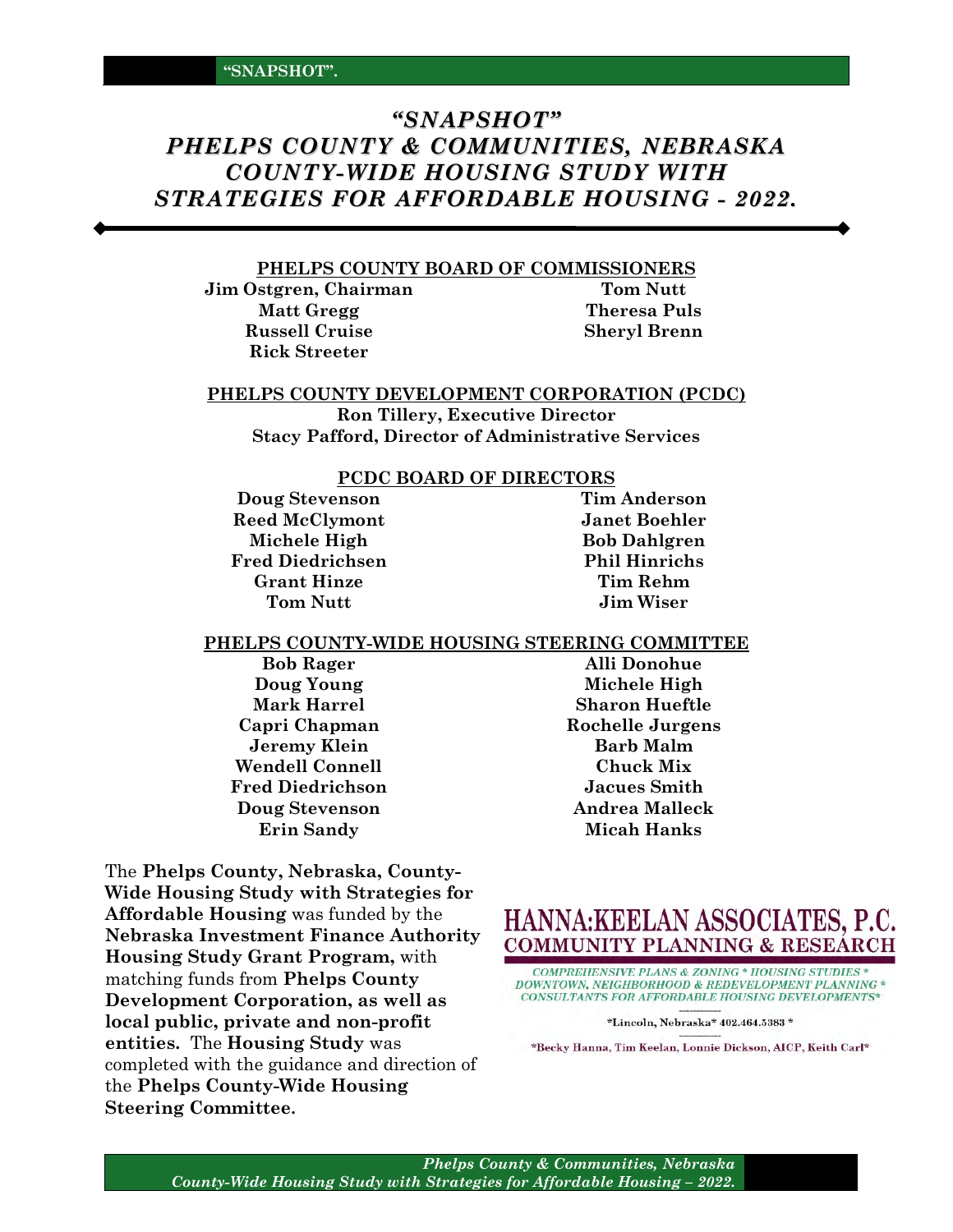# *"SNAPSHOT" PHELPS COUNTY & COMMUNITIES, NEBRASKA COUNTY-WIDE HOUSING STUDY WITH STRATEGIES FOR AFFORDABLE HOUSING - 2022.*

## PHELPS COUNTY BOARD OF COMMISSIONERS

**Jim Ostgren, Chairman**
**Matt Gregg**
**Russell Cruise**
**Rick Streeter**
**Tom Nutt**
**Theresa Puls**
**Sheryl Brenn**

## PHELPS COUNTY DEVELOPMENT CORPORATION (PCDC)

**Ron Tillery, Executive Director**
**Stacy Pafford, Director of Administrative Services**

## PCDC BOARD OF DIRECTORS

**Doug Stevenson**
**Reed McClymont**
**Michele High**
**Fred Diedrichsen**
**Grant Hinze**
**Tom Nutt**
**Tim Anderson**
**Janet Boehler**
**Bob Dahlgren**
**Phil Hinrichs**
**Tim Rehm**
**Jim Wiser**

## PHELPS COUNTY-WIDE HOUSING STEERING COMMITTEE

**Bob Rager**
**Doug Young**
**Mark Harrel**
**Capri Chapman**
**Jeremy Klein**
**Wendell Connell**
**Fred Diedrichson**
**Doug Stevenson**
**Erin Sandy**
**Alli Donohue**
**Michele High**
**Sharon Hueftle**
**Rochelle Jurgens**
**Barb Malm**
**Chuck Mix**
**Jacues Smith**
**Andrea Malleck**
**Micah Hanks**

The **Phelps County, Nebraska, County-Wide Housing Study with Strategies for Affordable Housing** was funded by the **Nebraska Investment Finance Authority Housing Study Grant Program,** with matching funds from **Phelps County Development Corporation, as well as local public, private and non-profit entities.** The **Housing Study** was completed with the guidance and direction of the **Phelps County-Wide Housing Steering Committee.**

**HANNA:KEELAN ASSOCIATES, P.C.**
**COMMUNITY PLANNING & RESEARCH**

*COMPREHENSIVE PLANS & ZONING * HOUSING STUDIES * DOWNTOWN, NEIGHBORHOOD & REDEVELOPMENT PLANNING * CONSULTANTS FOR AFFORDABLE HOUSING DEVELOPMENTS*

*Lincoln, Nebraska* 402.464.5383 *

*Becky Hanna, Tim Keelan, Lonnie Dickson, AICP, Keith Carl*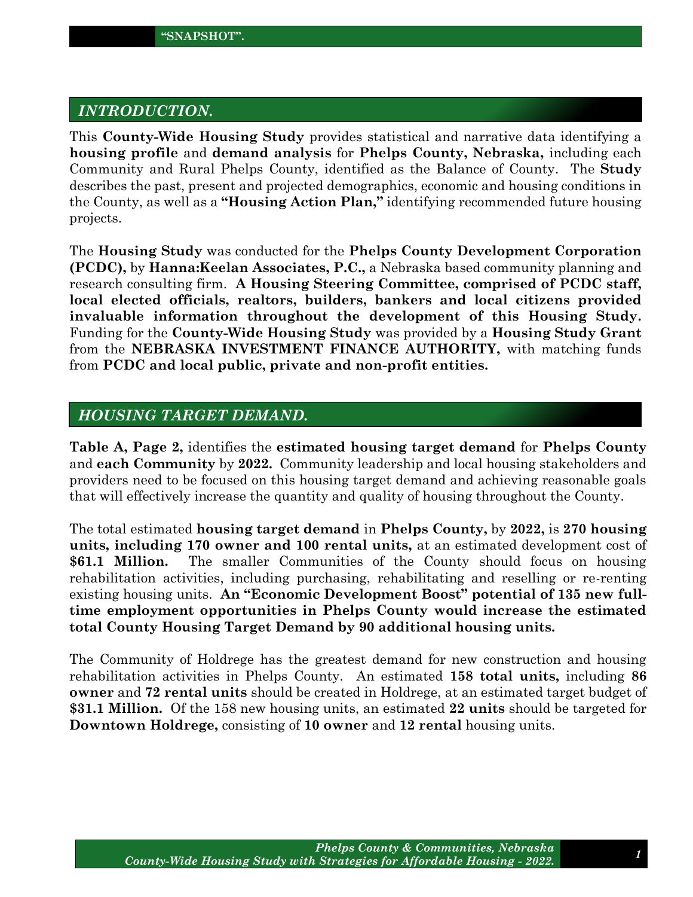## INTRODUCTION.

This **County-Wide Housing Study** provides statistical and narrative data identifying a **housing profile** and **demand analysis** for **Phelps County, Nebraska,** including each Community and Rural Phelps County, identified as the Balance of County. The **Study** describes the past, present and projected demographics, economic and housing conditions in the County, as well as a **"Housing Action Plan,"** identifying recommended future housing projects.

The **Housing Study** was conducted for the **Phelps County Development Corporation (PCDC),** by **Hanna:Keelan Associates, P.C.,** a Nebraska based community planning and research consulting firm. **A Housing Steering Committee, comprised of PCDC staff, local elected officials, realtors, builders, bankers and local citizens provided invaluable information throughout the development of this Housing Study.** Funding for the **County-Wide Housing Study** was provided by a **Housing Study Grant** from the **NEBRASKA INVESTMENT FINANCE AUTHORITY,** with matching funds from **PCDC and local public, private and non-profit entities.**

## HOUSING TARGET DEMAND.

**Table A, Page 2,** identifies the **estimated housing target demand** for **Phelps County** and **each Community** by **2022.** Community leadership and local housing stakeholders and providers need to be focused on this housing target demand and achieving reasonable goals that will effectively increase the quantity and quality of housing throughout the County.

The total estimated **housing target demand** in **Phelps County,** by **2022,** is **270 housing units, including 170 owner and 100 rental units,** at an estimated development cost of **$61.1 Million.** The smaller Communities of the County should focus on housing rehabilitation activities, including purchasing, rehabilitating and reselling or re-renting existing housing units. **An "Economic Development Boost" potential of 135 new full-time employment opportunities in Phelps County would increase the estimated total County Housing Target Demand by 90 additional housing units.**

The Community of Holdrege has the greatest demand for new construction and housing rehabilitation activities in Phelps County. An estimated **158 total units,** including **86 owner** and **72 rental units** should be created in Holdrege, at an estimated target budget of **$31.1 Million.** Of the 158 new housing units, an estimated **22 units** should be targeted for **Downtown Holdrege,** consisting of **10 owner** and **12 rental** housing units.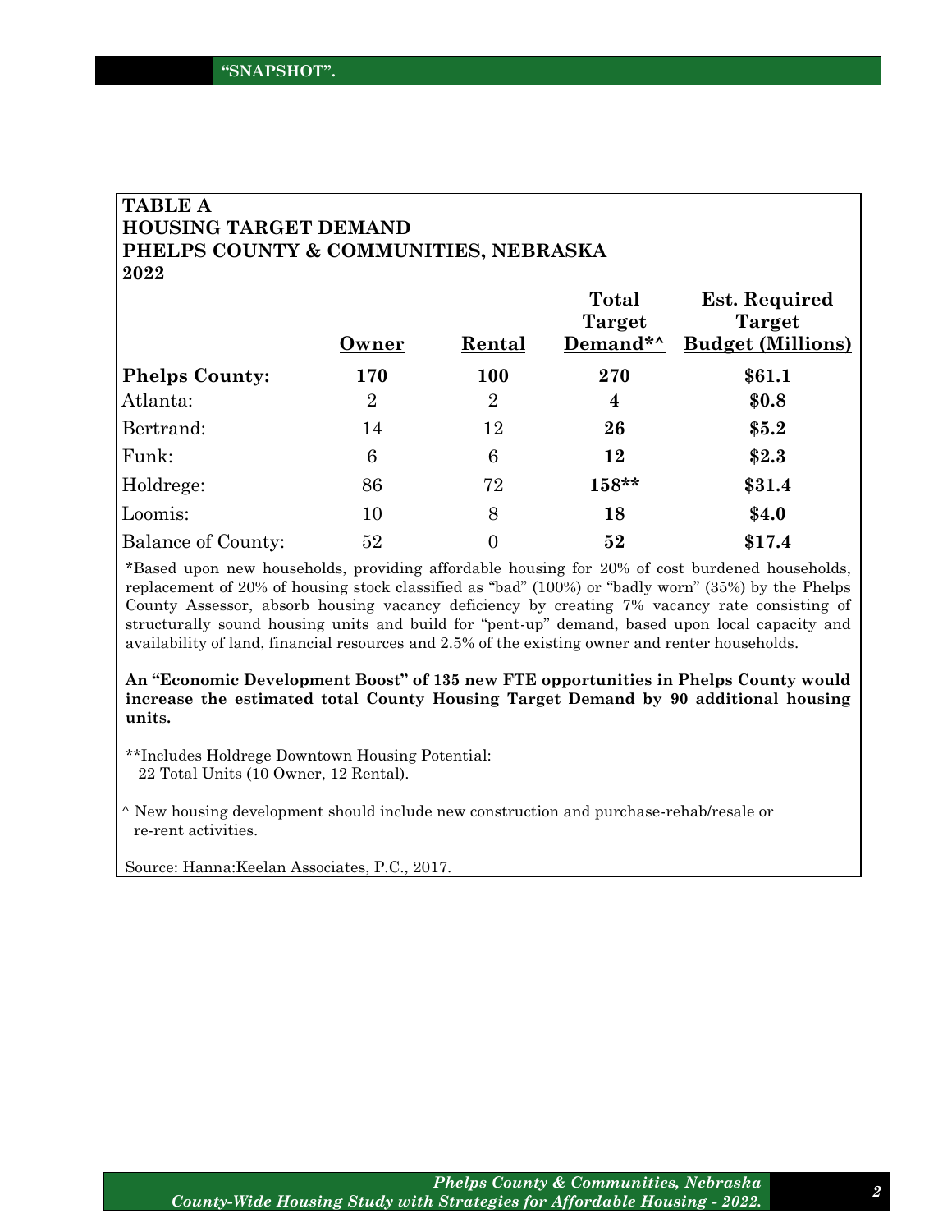**"SNAPSHOT".**

## TABLE A
## HOUSING TARGET DEMAND
## PHELPS COUNTY & COMMUNITIES, NEBRASKA
## 2022

| | Owner | Rental | Total Target Demand*^ | Est. Required Target Budget (Millions) |
|---|---|---|---|---|
| **Phelps County:** | **170** | **100** | **270** | **$61.1** |
| Atlanta: | 2 | 2 | **4** | **$0.8** |
| Bertrand: | 14 | 12 | **26** | **$5.2** |
| Funk: | 6 | 6 | **12** | **$2.3** |
| Holdrege: | 86 | 72 | **158**** | **$31.4** |
| Loomis: | 10 | 8 | **18** | **$4.0** |
| Balance of County: | 52 | 0 | **52** | **$17.4** |

*Based upon new households, providing affordable housing for 20% of cost burdened households, replacement of 20% of housing stock classified as "bad" (100%) or "badly worn" (35%) by the Phelps County Assessor, absorb housing vacancy deficiency by creating 7% vacancy rate consisting of structurally sound housing units and build for "pent-up" demand, based upon local capacity and availability of land, financial resources and 2.5% of the existing owner and renter households.

**An "Economic Development Boost" of 135 new FTE opportunities in Phelps County would increase the estimated total County Housing Target Demand by 90 additional housing units.**

**Includes Holdrege Downtown Housing Potential:
22 Total Units (10 Owner, 12 Rental).

^ New housing development should include new construction and purchase-rehab/resale or re-rent activities.

Source: Hanna:Keelan Associates, P.C., 2017.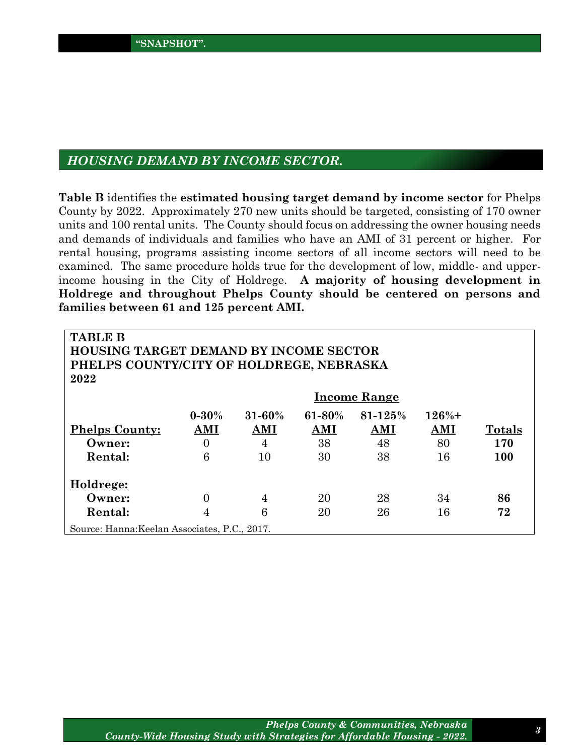**"SNAPSHOT".**

## *HOUSING DEMAND BY INCOME SECTOR.*

**Table B** identifies the **estimated housing target demand by income sector** for Phelps County by 2022. Approximately 270 new units should be targeted, consisting of 170 owner units and 100 rental units. The County should focus on addressing the owner housing needs and demands of individuals and families who have an AMI of 31 percent or higher. For rental housing, programs assisting income sectors of all income sectors will need to be examined. The same procedure holds true for the development of low, middle- and upper-income housing in the City of Holdrege. **A majority of housing development in Holdrege and throughout Phelps County should be centered on persons and families between 61 and 125 percent AMI.**

**TABLE B**
**HOUSING TARGET DEMAND BY INCOME SECTOR**
**PHELPS COUNTY/CITY OF HOLDREGE, NEBRASKA**
**2022**

| | Income Range | | | | | |
|---|---|---|---|---|---|---|
| **Phelps County:** | **0-30% AMI** | **31-60% AMI** | **61-80% AMI** | **81-125% AMI** | **126%+ AMI** | **Totals** |
| **Owner:** | 0 | 4 | 38 | 48 | 80 | **170** |
| **Rental:** | 6 | 10 | 30 | 38 | 16 | **100** |
| **Holdrege:** | | | | | | |
| **Owner:** | 0 | 4 | 20 | 28 | 34 | **86** |
| **Rental:** | 4 | 6 | 20 | 26 | 16 | **72** |

Source: Hanna:Keelan Associates, P.C., 2017.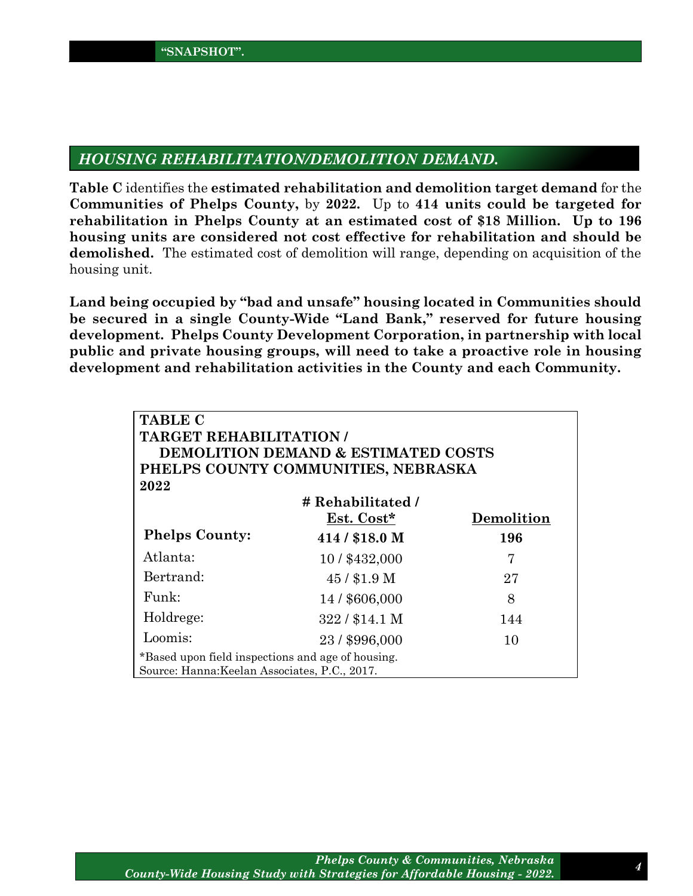"SNAPSHOT".

## *HOUSING REHABILITATION/DEMOLITION DEMAND.*

**Table C** identifies the **estimated rehabilitation and demolition target demand** for the **Communities of Phelps County,** by **2022.** Up to **414 units could be targeted for rehabilitation in Phelps County at an estimated cost of $18 Million. Up to 196 housing units are considered not cost effective for rehabilitation and should be demolished.** The estimated cost of demolition will range, depending on acquisition of the housing unit.

**Land being occupied by "bad and unsafe" housing located in Communities should be secured in a single County-Wide "Land Bank," reserved for future housing development. Phelps County Development Corporation, in partnership with local public and private housing groups, will need to take a proactive role in housing development and rehabilitation activities in the County and each Community.**

**TABLE C**
**TARGET REHABILITATION / DEMOLITION DEMAND & ESTIMATED COSTS**
**PHELPS COUNTY COMMUNITIES, NEBRASKA**
**2022**

| | # Rehabilitated / Est. Cost* | Demolition |
|---|---|---|
| **Phelps County:** | **414 / $18.0 M** | **196** |
| Atlanta: | 10 / $432,000 | 7 |
| Bertrand: | 45 / $1.9 M | 27 |
| Funk: | 14 / $606,000 | 8 |
| Holdrege: | 322 / $14.1 M | 144 |
| Loomis: | 23 / $996,000 | 10 |

*Based upon field inspections and age of housing.
Source: Hanna:Keelan Associates, P.C., 2017.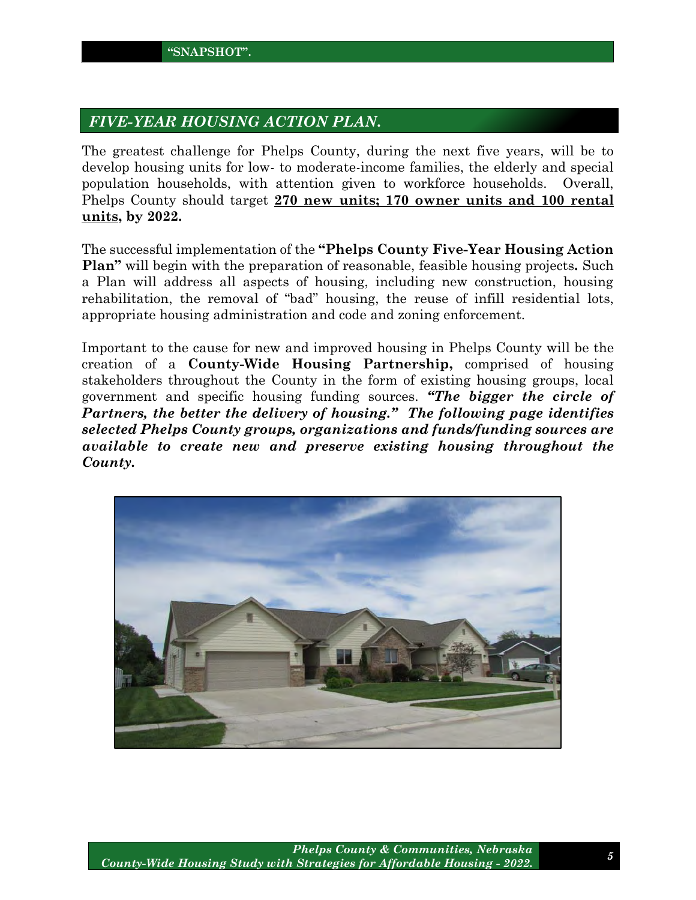"SNAPSHOT".

## *FIVE-YEAR HOUSING ACTION PLAN.*

The greatest challenge for Phelps County, during the next five years, will be to develop housing units for low- to moderate-income families, the elderly and special population households, with attention given to workforce households. Overall, Phelps County should target **270 new units; 170 owner units and 100 rental units, by 2022.**

The successful implementation of the **"Phelps County Five-Year Housing Action Plan"** will begin with the preparation of reasonable, feasible housing projects**.** Such a Plan will address all aspects of housing, including new construction, housing rehabilitation, the removal of "bad" housing, the reuse of infill residential lots, appropriate housing administration and code and zoning enforcement.

Important to the cause for new and improved housing in Phelps County will be the creation of a **County-Wide Housing Partnership,** comprised of housing stakeholders throughout the County in the form of existing housing groups, local government and specific housing funding sources. ***"The bigger the circle of Partners, the better the delivery of housing." The following page identifies selected Phelps County groups, organizations and funds/funding sources are available to create new and preserve existing housing throughout the County.***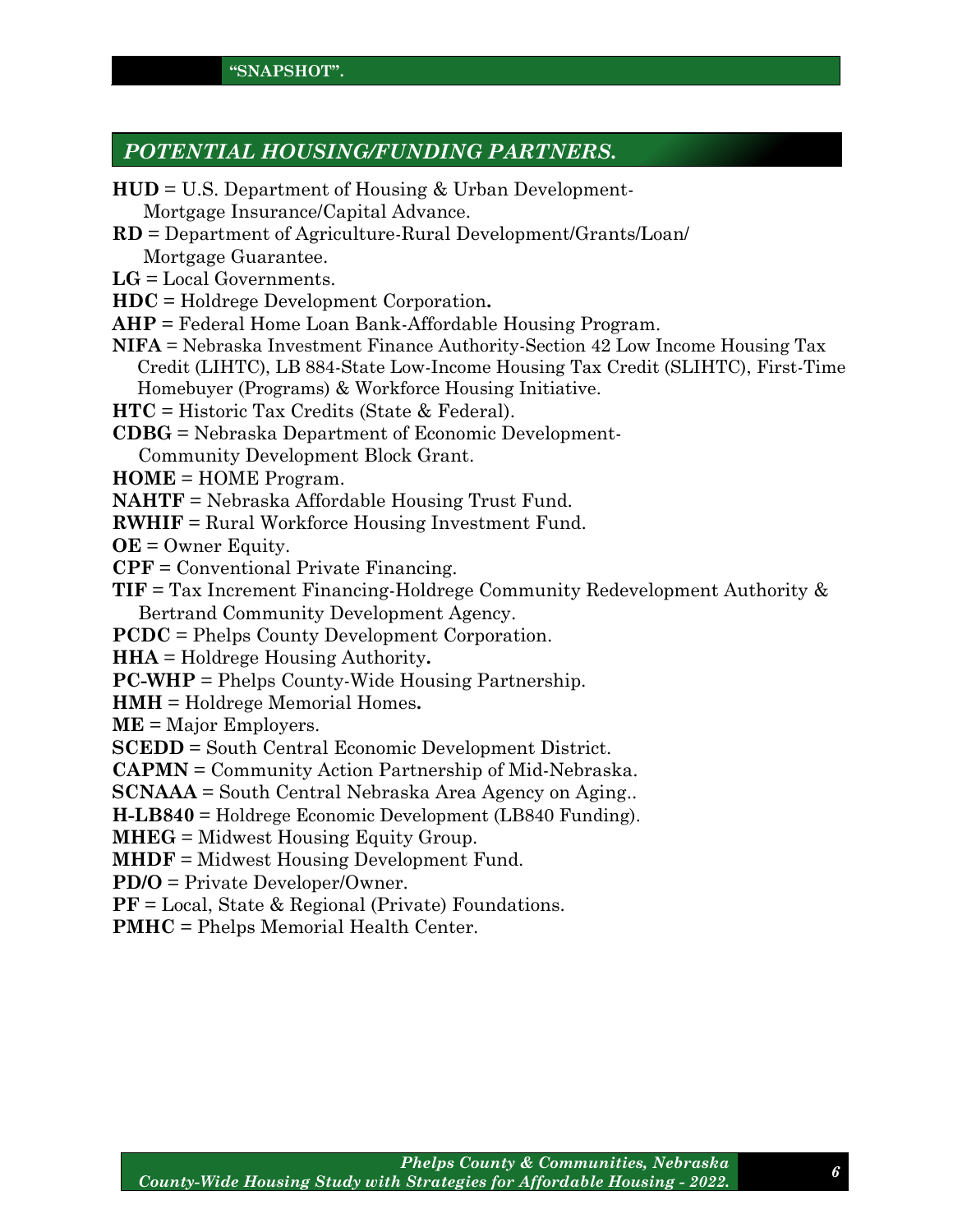**"SNAPSHOT".**

## *POTENTIAL HOUSING/FUNDING PARTNERS.*

**HUD** = U.S. Department of Housing & Urban Development-
Mortgage Insurance/Capital Advance.
**RD** = Department of Agriculture-Rural Development/Grants/Loan/
Mortgage Guarantee.
**LG** = Local Governments.
**HDC** = Holdrege Development Corporation**.**
**AHP** = Federal Home Loan Bank-Affordable Housing Program.
**NIFA** = Nebraska Investment Finance Authority-Section 42 Low Income Housing Tax Credit (LIHTC), LB 884-State Low-Income Housing Tax Credit (SLIHTC), First-Time Homebuyer (Programs) & Workforce Housing Initiative.
**HTC** = Historic Tax Credits (State & Federal).
**CDBG** = Nebraska Department of Economic Development-
Community Development Block Grant.
**HOME** = HOME Program.
**NAHTF** = Nebraska Affordable Housing Trust Fund.
**RWHIF** = Rural Workforce Housing Investment Fund.
**OE** = Owner Equity.
**CPF** = Conventional Private Financing.
**TIF** = Tax Increment Financing-Holdrege Community Redevelopment Authority &
Bertrand Community Development Agency.
**PCDC** = Phelps County Development Corporation.
**HHA** = Holdrege Housing Authority**.**
**PC-WHP** = Phelps County-Wide Housing Partnership.
**HMH** = Holdrege Memorial Homes**.**
**ME** = Major Employers.
**SCEDD** = South Central Economic Development District.
**CAPMN** = Community Action Partnership of Mid-Nebraska.
**SCNAAA** = South Central Nebraska Area Agency on Aging..
**H-LB840** = Holdrege Economic Development (LB840 Funding).
**MHEG** = Midwest Housing Equity Group.
**MHDF** = Midwest Housing Development Fund.
**PD/O** = Private Developer/Owner.
**PF** = Local, State & Regional (Private) Foundations.
**PMHC** = Phelps Memorial Health Center.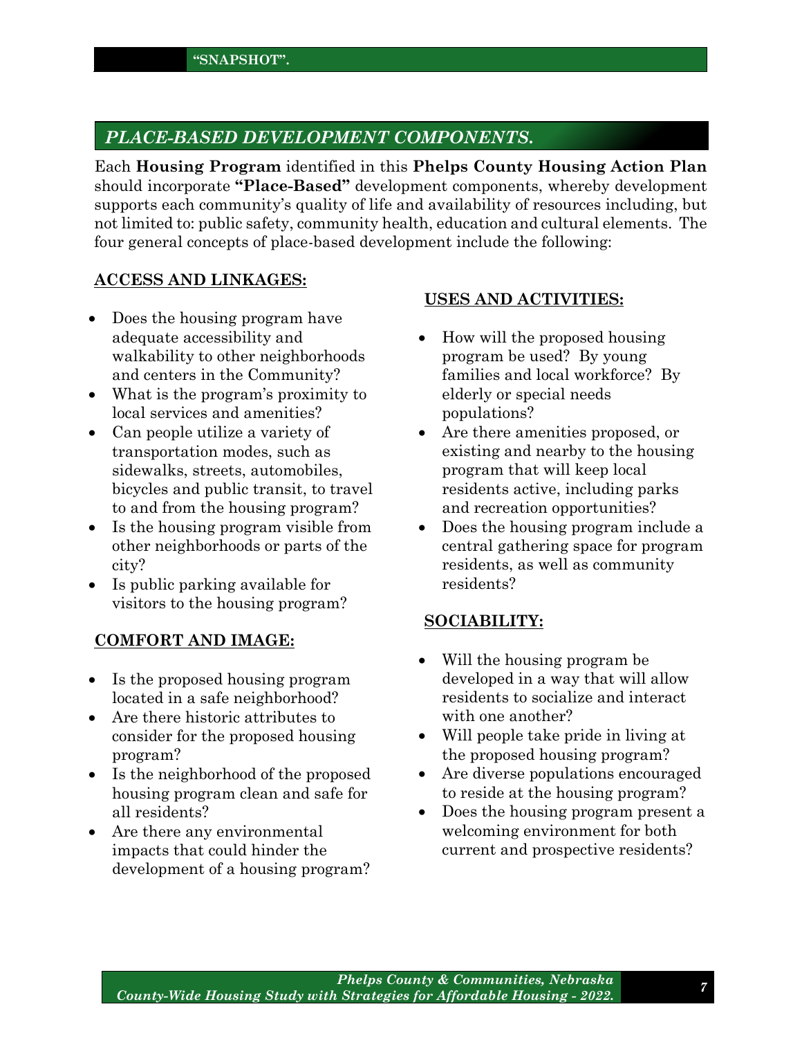**"SNAPSHOT".**

## *PLACE-BASED DEVELOPMENT COMPONENTS.*

Each **Housing Program** identified in this **Phelps County Housing Action Plan** should incorporate **"Place-Based"** development components, whereby development supports each community's quality of life and availability of resources including, but not limited to: public safety, community health, education and cultural elements. The four general concepts of place-based development include the following:

### ACCESS AND LINKAGES:

- Does the housing program have adequate accessibility and walkability to other neighborhoods and centers in the Community?
- What is the program's proximity to local services and amenities?
- Can people utilize a variety of transportation modes, such as sidewalks, streets, automobiles, bicycles and public transit, to travel to and from the housing program?
- Is the housing program visible from other neighborhoods or parts of the city?
- Is public parking available for visitors to the housing program?

### COMFORT AND IMAGE:

- Is the proposed housing program located in a safe neighborhood?
- Are there historic attributes to consider for the proposed housing program?
- Is the neighborhood of the proposed housing program clean and safe for all residents?
- Are there any environmental impacts that could hinder the development of a housing program?

### USES AND ACTIVITIES:

- How will the proposed housing program be used? By young families and local workforce? By elderly or special needs populations?
- Are there amenities proposed, or existing and nearby to the housing program that will keep local residents active, including parks and recreation opportunities?
- Does the housing program include a central gathering space for program residents, as well as community residents?

### SOCIABILITY:

- Will the housing program be developed in a way that will allow residents to socialize and interact with one another?
- Will people take pride in living at the proposed housing program?
- Are diverse populations encouraged to reside at the housing program?
- Does the housing program present a welcoming environment for both current and prospective residents?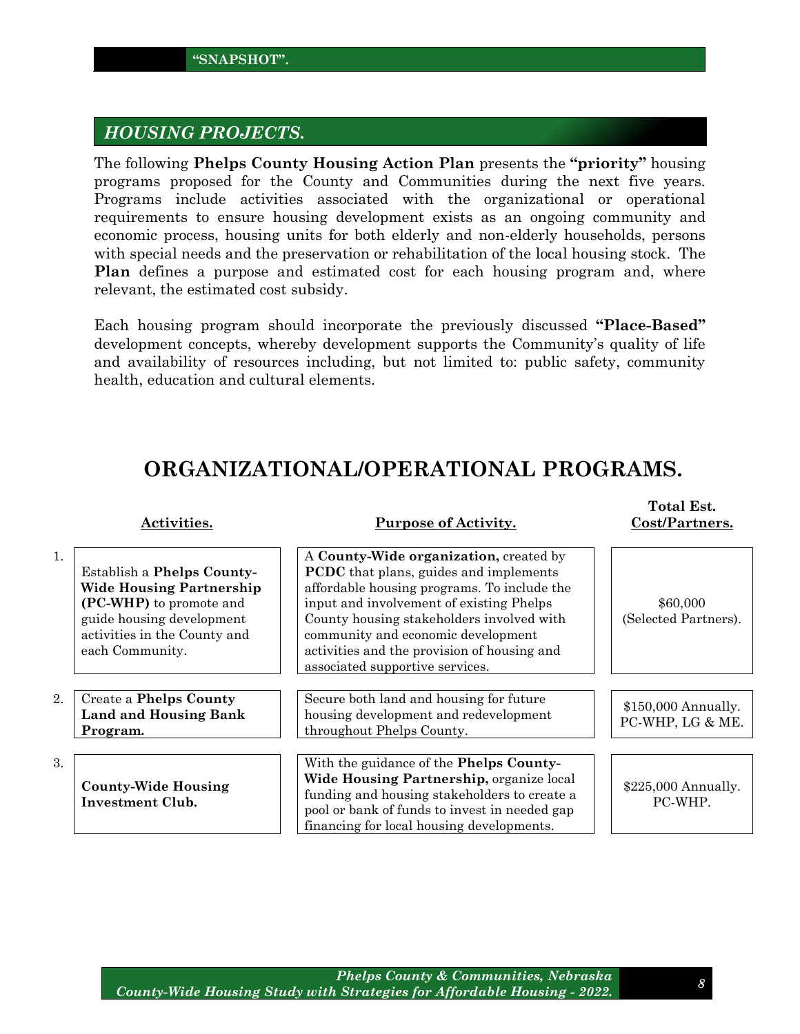**"SNAPSHOT".**

## *HOUSING PROJECTS.*

The following **Phelps County Housing Action Plan** presents the **"priority"** housing programs proposed for the County and Communities during the next five years. Programs include activities associated with the organizational or operational requirements to ensure housing development exists as an ongoing community and economic process, housing units for both elderly and non-elderly households, persons with special needs and the preservation or rehabilitation of the local housing stock. The **Plan** defines a purpose and estimated cost for each housing program and, where relevant, the estimated cost subsidy.

Each housing program should incorporate the previously discussed **"Place-Based"** development concepts, whereby development supports the Community's quality of life and availability of resources including, but not limited to: public safety, community health, education and cultural elements.

# ORGANIZATIONAL/OPERATIONAL PROGRAMS.

| | Activities. | Purpose of Activity. | Total Est. Cost/Partners. |
|---|---|---|---|
| 1. | Establish a **Phelps County-Wide Housing Partnership (PC-WHP)** to promote and guide housing development activities in the County and each Community. | A **County-Wide organization,** created by **PCDC** that plans, guides and implements affordable housing programs. To include the input and involvement of existing Phelps County housing stakeholders involved with community and economic development activities and the provision of housing and associated supportive services. | $60,000 (Selected Partners). |
| 2. | Create a **Phelps County Land and Housing Bank Program.** | Secure both land and housing for future housing development and redevelopment throughout Phelps County. | $150,000 Annually. PC-WHP, LG & ME. |
| 3. | **County-Wide Housing Investment Club.** | With the guidance of the **Phelps County-Wide Housing Partnership,** organize local funding and housing stakeholders to create a pool or bank of funds to invest in needed gap financing for local housing developments. | $225,000 Annually. PC-WHP. |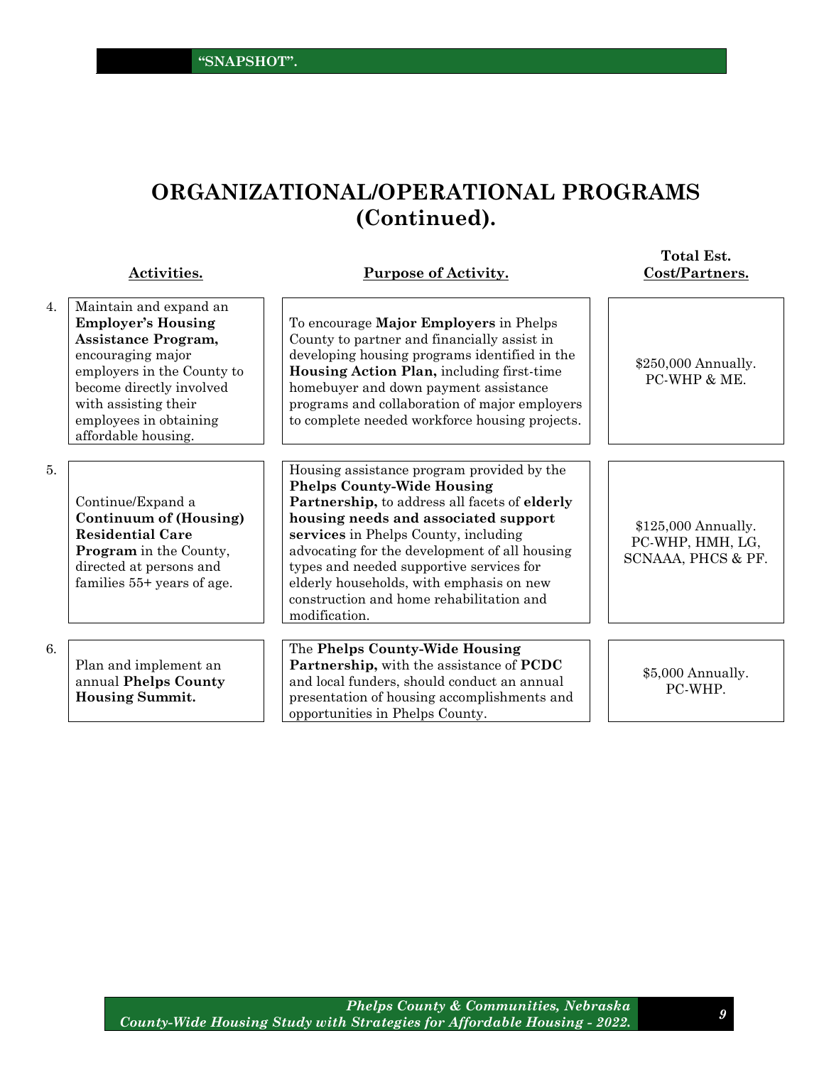# ORGANIZATIONAL/OPERATIONAL PROGRAMS (Continued).

| | Activities. | Purpose of Activity. | Total Est. Cost/Partners. |
|---|---|---|---|
| 4. | Maintain and expand an **Employer's Housing Assistance Program,** encouraging major employers in the County to become directly involved with assisting their employees in obtaining affordable housing. | To encourage **Major Employers** in Phelps County to partner and financially assist in developing housing programs identified in the **Housing Action Plan,** including first-time homebuyer and down payment assistance programs and collaboration of major employers to complete needed workforce housing projects. | $250,000 Annually. PC-WHP & ME. |
| 5. | Continue/Expand a **Continuum of (Housing) Residential Care Program** in the County, directed at persons and families 55+ years of age. | Housing assistance program provided by the **Phelps County-Wide Housing Partnership,** to address all facets of **elderly housing needs and associated support services** in Phelps County, including advocating for the development of all housing types and needed supportive services for elderly households, with emphasis on new construction and home rehabilitation and modification. | $125,000 Annually. PC-WHP, HMH, LG, SCNAAA, PHCS & PF. |
| 6. | Plan and implement an annual **Phelps County Housing Summit.** | The **Phelps County-Wide Housing Partnership,** with the assistance of **PCDC** and local funders, should conduct an annual presentation of housing accomplishments and opportunities in Phelps County. | $5,000 Annually. PC-WHP. |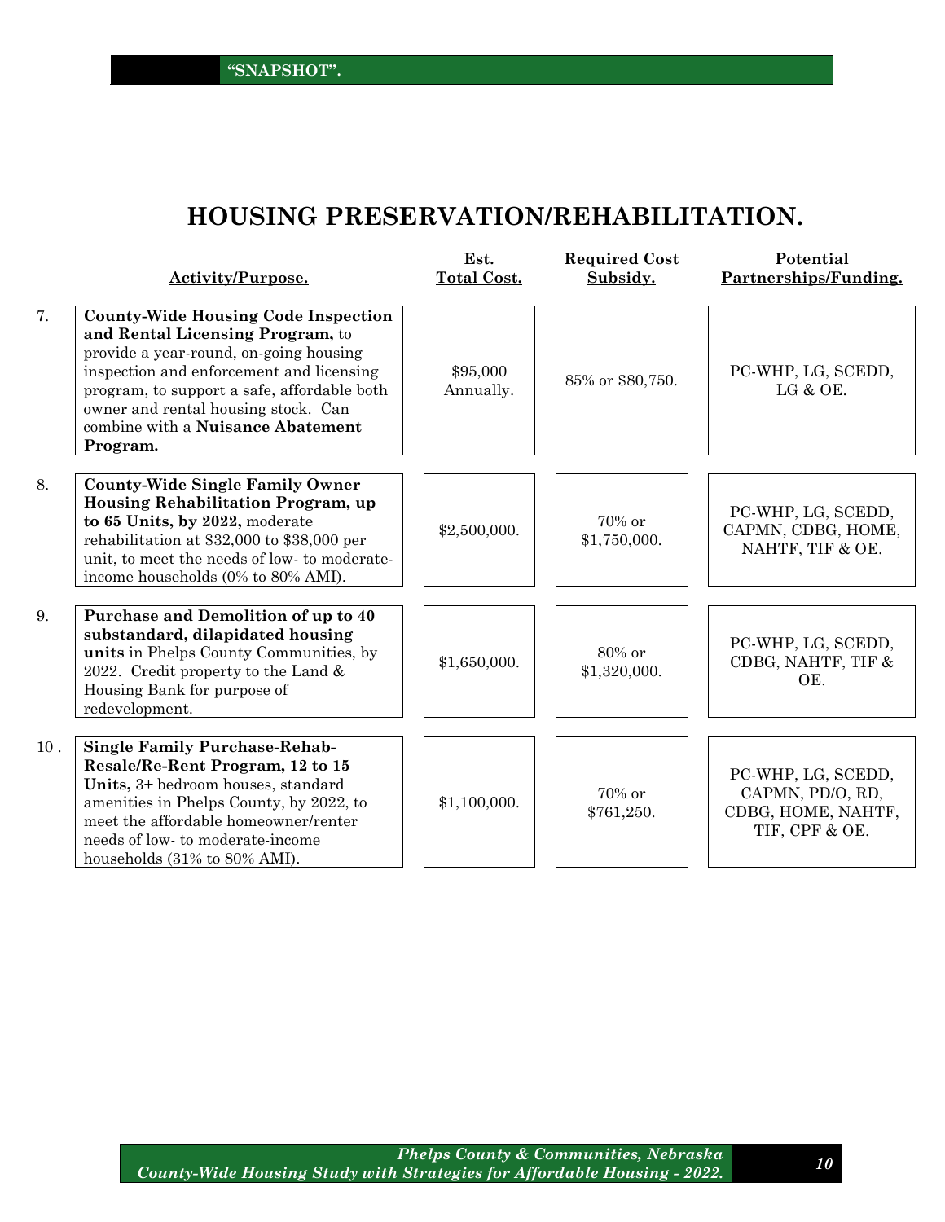"SNAPSHOT".

# HOUSING PRESERVATION/REHABILITATION.

| | Activity/Purpose. | Est. Total Cost. | Required Cost Subsidy. | Potential Partnerships/Funding. |
|---|---|---|---|---|
| 7. | **County-Wide Housing Code Inspection and Rental Licensing Program,** to provide a year-round, on-going housing inspection and enforcement and licensing program, to support a safe, affordable both owner and rental housing stock. Can combine with a **Nuisance Abatement Program.** | $95,000 Annually. | 85% or $80,750. | PC-WHP, LG, SCEDD, LG & OE. |
| 8. | **County-Wide Single Family Owner Housing Rehabilitation Program, up to 65 Units, by 2022,** moderate rehabilitation at $32,000 to $38,000 per unit, to meet the needs of low- to moderate-income households (0% to 80% AMI). | $2,500,000. | 70% or $1,750,000. | PC-WHP, LG, SCEDD, CAPMN, CDBG, HOME, NAHTF, TIF & OE. |
| 9. | **Purchase and Demolition of up to 40 substandard, dilapidated housing units** in Phelps County Communities, by 2022. Credit property to the Land & Housing Bank for purpose of redevelopment. | $1,650,000. | 80% or $1,320,000. | PC-WHP, LG, SCEDD, CDBG, NAHTF, TIF & OE. |
| 10 . | **Single Family Purchase-Rehab-Resale/Re-Rent Program, 12 to 15 Units,** 3+ bedroom houses, standard amenities in Phelps County, by 2022, to meet the affordable homeowner/renter needs of low- to moderate-income households (31% to 80% AMI). | $1,100,000. | 70% or $761,250. | PC-WHP, LG, SCEDD, CAPMN, PD/O, RD, CDBG, HOME, NAHTF, TIF, CPF & OE. |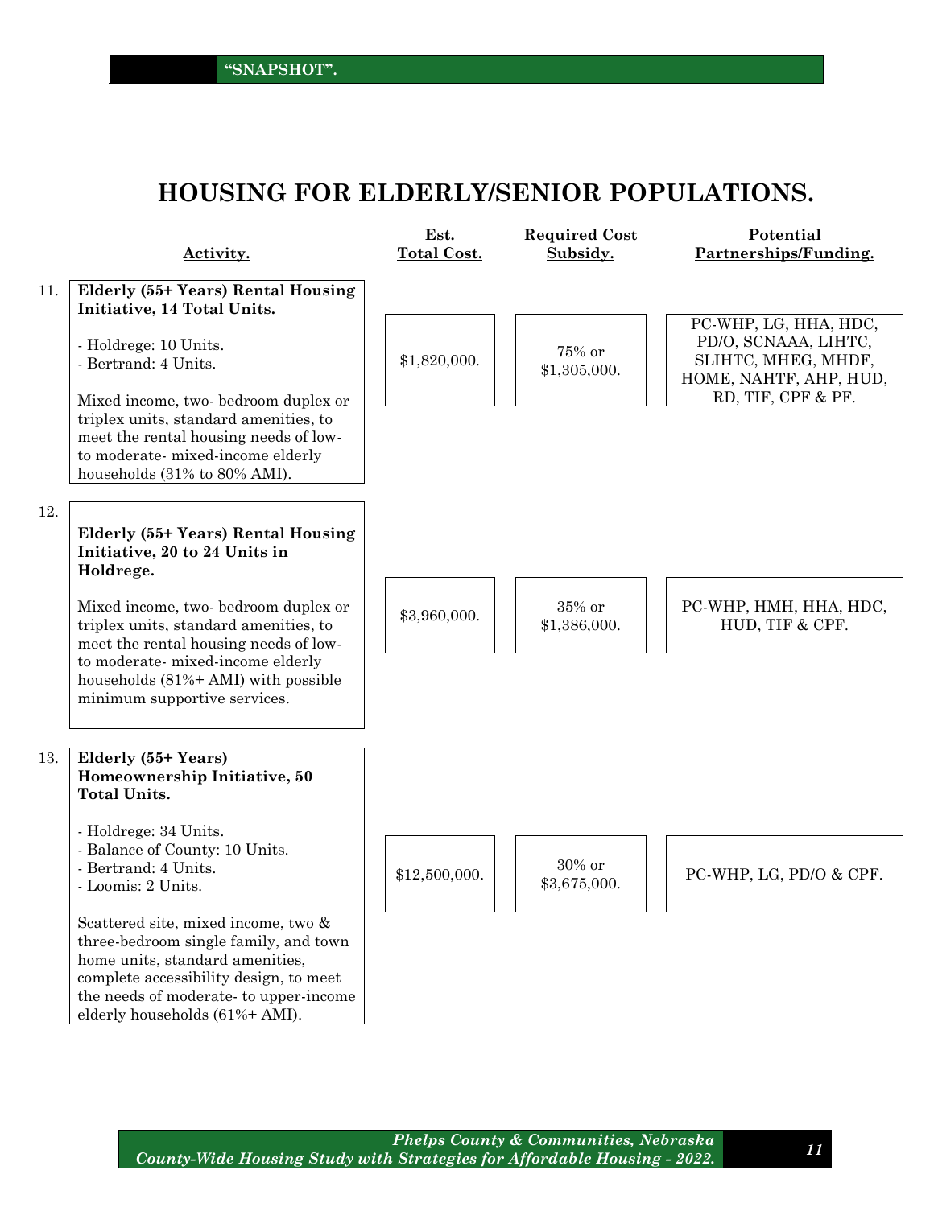**"SNAPSHOT".**

# HOUSING FOR ELDERLY/SENIOR POPULATIONS.

| | Activity. | Est. Total Cost. | Required Cost Subsidy. | Potential Partnerships/Funding. |
|---|---|---|---|---|
| 11. | **Elderly (55+ Years) Rental Housing Initiative, 14 Total Units.**<br><br>- Holdrege: 10 Units.<br>- Bertrand: 4 Units.<br><br>Mixed income, two- bedroom duplex or triplex units, standard amenities, to meet the rental housing needs of low- to moderate- mixed-income elderly households (31% to 80% AMI). | $1,820,000. | 75% or $1,305,000. | PC-WHP, LG, HHA, HDC, PD/O, SCNAAA, LIHTC, SLIHTC, MHEG, MHDF, HOME, NAHTF, AHP, HUD, RD, TIF, CPF & PF. |
| 12. | **Elderly (55+ Years) Rental Housing Initiative, 20 to 24 Units in Holdrege.**<br><br>Mixed income, two- bedroom duplex or triplex units, standard amenities, to meet the rental housing needs of low- to moderate- mixed-income elderly households (81%+ AMI) with possible minimum supportive services. | $3,960,000. | 35% or $1,386,000. | PC-WHP, HMH, HHA, HDC, HUD, TIF & CPF. |
| 13. | **Elderly (55+ Years) Homeownership Initiative, 50 Total Units.**<br><br>- Holdrege: 34 Units.<br>- Balance of County: 10 Units.<br>- Bertrand: 4 Units.<br>- Loomis: 2 Units.<br><br>Scattered site, mixed income, two & three-bedroom single family, and town home units, standard amenities, complete accessibility design, to meet the needs of moderate- to upper-income elderly households (61%+ AMI). | $12,500,000. | 30% or $3,675,000. | PC-WHP, LG, PD/O & CPF. |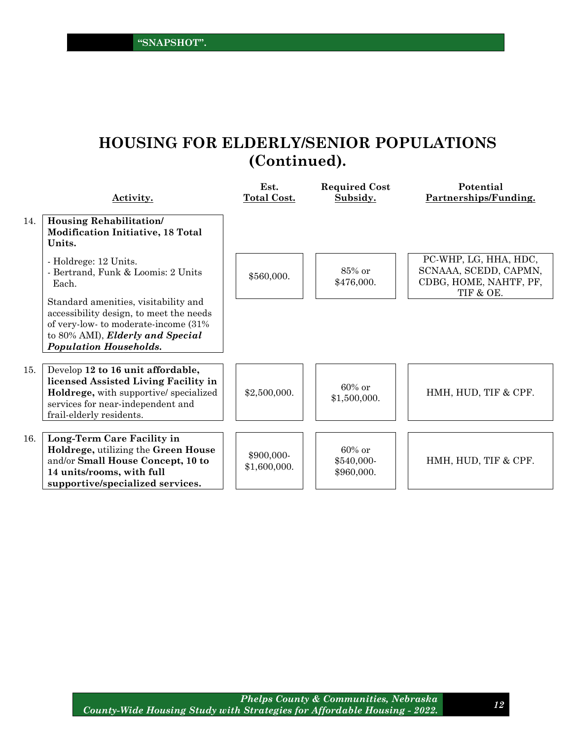"SNAPSHOT".

# HOUSING FOR ELDERLY/SENIOR POPULATIONS (Continued).

| | Activity. | Est. Total Cost. | Required Cost Subsidy. | Potential Partnerships/Funding. |
|---|---|---|---|---|
| 14. | **Housing Rehabilitation/ Modification Initiative, 18 Total Units.**<br>- Holdrege: 12 Units.<br>- Bertrand, Funk & Loomis: 2 Units Each.<br>Standard amenities, visitability and accessibility design, to meet the needs of very-low- to moderate-income (31% to 80% AMI), ***Elderly and Special Population Households.*** | $560,000. | 85% or $476,000. | PC-WHP, LG, HHA, HDC, SCNAAA, SCEDD, CAPMN, CDBG, HOME, NAHTF, PF, TIF & OE. |
| 15. | Develop **12 to 16 unit affordable, licensed Assisted Living Facility in Holdrege,** with supportive/ specialized services for near-independent and frail-elderly residents. | $2,500,000. | 60% or $1,500,000. | HMH, HUD, TIF & CPF. |
| 16. | **Long-Term Care Facility in Holdrege,** utilizing the **Green House** and/or **Small House Concept, 10 to 14 units/rooms, with full supportive/specialized services.** | $900,000-$1,600,000. | 60% or $540,000-$960,000. | HMH, HUD, TIF & CPF. |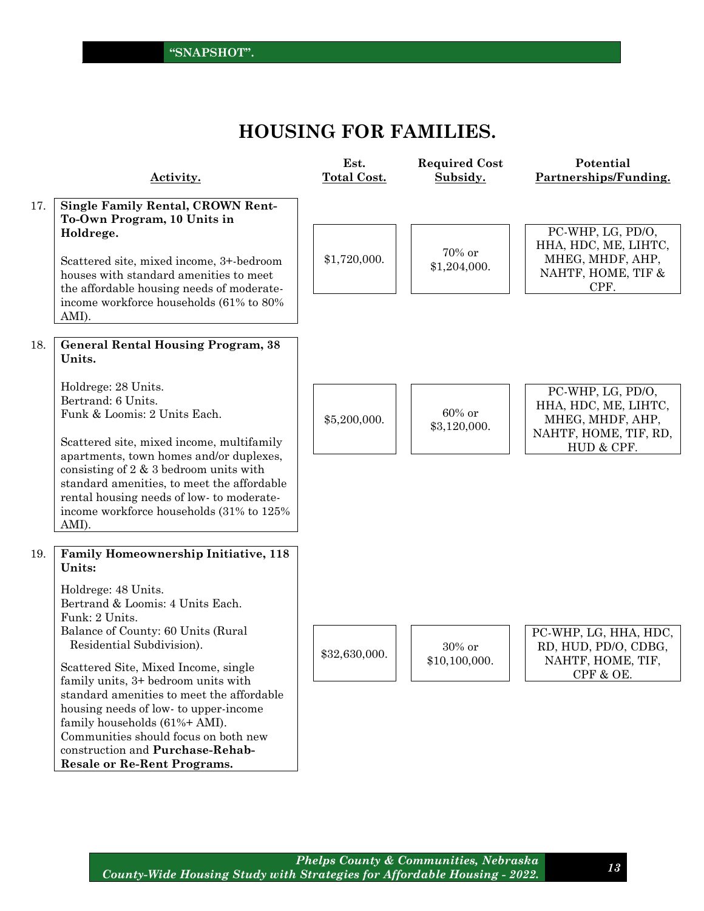"SNAPSHOT".

# HOUSING FOR FAMILIES.

| | Activity. | Est. Total Cost. | Required Cost Subsidy. | Potential Partnerships/Funding. |
|---|---|---|---|---|
| 17. | **Single Family Rental, CROWN Rent-To-Own Program, 10 Units in Holdrege.**<br><br>Scattered site, mixed income, 3+-bedroom houses with standard amenities to meet the affordable housing needs of moderate-income workforce households (61% to 80% AMI). | $1,720,000. | 70% or $1,204,000. | PC-WHP, LG, PD/O, HHA, HDC, ME, LIHTC, MHEG, MHDF, AHP, NAHTF, HOME, TIF & CPF. |
| 18. | **General Rental Housing Program, 38 Units.**<br><br>Holdrege: 28 Units.<br>Bertrand: 6 Units.<br>Funk & Loomis: 2 Units Each.<br><br>Scattered site, mixed income, multifamily apartments, town homes and/or duplexes, consisting of 2 & 3 bedroom units with standard amenities, to meet the affordable rental housing needs of low- to moderate-income workforce households (31% to 125% AMI). | $5,200,000. | 60% or $3,120,000. | PC-WHP, LG, PD/O, HHA, HDC, ME, LIHTC, MHEG, MHDF, AHP, NAHTF, HOME, TIF, RD, HUD & CPF. |
| 19. | **Family Homeownership Initiative, 118 Units:**<br><br>Holdrege: 48 Units.<br>Bertrand & Loomis: 4 Units Each.<br>Funk: 2 Units.<br>Balance of County: 60 Units (Rural Residential Subdivision).<br><br>Scattered Site, Mixed Income, single family units, 3+ bedroom units with standard amenities to meet the affordable housing needs of low- to upper-income family households (61%+ AMI). Communities should focus on both new construction and **Purchase-Rehab-Resale or Re-Rent Programs.** | $32,630,000. | 30% or $10,100,000. | PC-WHP, LG, HHA, HDC, RD, HUD, PD/O, CDBG, NAHTF, HOME, TIF, CPF & OE. |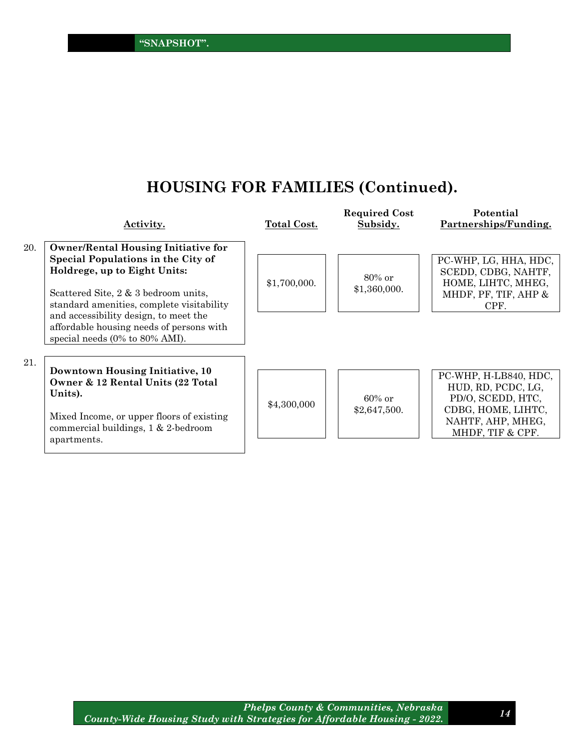"SNAPSHOT".

# HOUSING FOR FAMILIES (Continued).

| | Activity. | Total Cost. | Required Cost Subsidy. | Potential Partnerships/Funding. |
|---|---|---|---|---|
| 20. | **Owner/Rental Housing Initiative for Special Populations in the City of Holdrege, up to Eight Units:** Scattered Site, 2 & 3 bedroom units, standard amenities, complete visitability and accessibility design, to meet the affordable housing needs of persons with special needs (0% to 80% AMI). | $1,700,000. | 80% or $1,360,000. | PC-WHP, LG, HHA, HDC, SCEDD, CDBG, NAHTF, HOME, LIHTC, MHEG, MHDF, PF, TIF, AHP & CPF. |
| 21. | **Downtown Housing Initiative, 10 Owner & 12 Rental Units (22 Total Units).** Mixed Income, or upper floors of existing commercial buildings, 1 & 2-bedroom apartments. | $4,300,000 | 60% or $2,647,500. | PC-WHP, H-LB840, HDC, HUD, RD, PCDC, LG, PD/O, SCEDD, HTC, CDBG, HOME, LIHTC, NAHTF, AHP, MHEG, MHDF, TIF & CPF. |